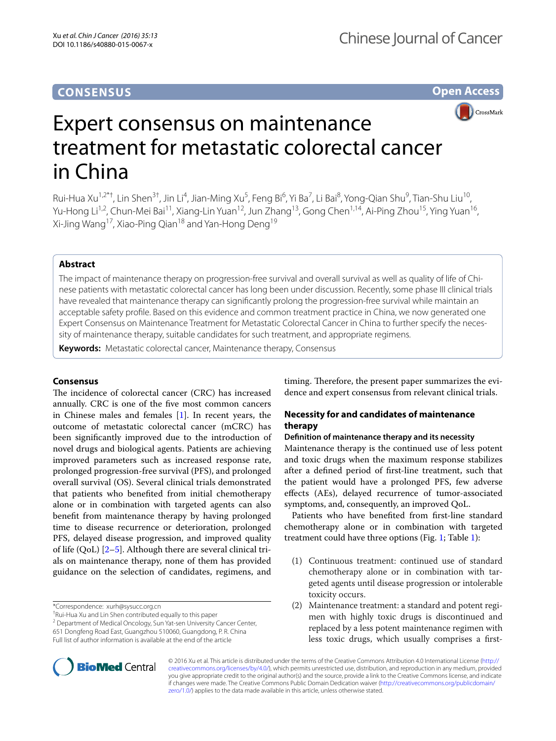CONSENSUS

Open Access

# Expert consensus on maintenance treatment for metastatic colorectal cancer in China

Rui-Hua Xu[1,2*†], Lin Shen[3†], Jin Li[4], Jian-Ming Xu[5], Feng Bi[6], Yi Ba[7], Li Bai[8], Yong-Qian Shu[9], Tian-Shu Liu[10], Yu-Hong Li[1,2], Chun-Mei Bai[11], Xiang-Lin Yuan[12], Jun Zhang[13], Gong Chen[1,14], Ai-Ping Zhou[15], Ying Yuan[16], Xi-Jing Wang[17], Xiao-Ping Qian[18] and Yan-Hong Deng[19]

## Abstract

The impact of maintenance therapy on progression-free survival and overall survival as well as quality of life of Chinese patients with metastatic colorectal cancer has long been under discussion. Recently, some phase III clinical trials have revealed that maintenance therapy can significantly prolong the progression-free survival while maintain an acceptable safety profile. Based on this evidence and common treatment practice in China, we now generated one Expert Consensus on Maintenance Treatment for Metastatic Colorectal Cancer in China to further specify the necessity of maintenance therapy, suitable candidates for such treatment, and appropriate regimens.

**Keywords:** Metastatic colorectal cancer, Maintenance therapy, Consensus

## Consensus

The incidence of colorectal cancer (CRC) has increased annually. CRC is one of the five most common cancers in Chinese males and females [1]. In recent years, the outcome of metastatic colorectal cancer (mCRC) has been significantly improved due to the introduction of novel drugs and biological agents. Patients are achieving improved parameters such as increased response rate, prolonged progression-free survival (PFS), and prolonged overall survival (OS). Several clinical trials demonstrated that patients who benefited from initial chemotherapy alone or in combination with targeted agents can also benefit from maintenance therapy by having prolonged time to disease recurrence or deterioration, prolonged PFS, delayed disease progression, and improved quality of life (QoL) [2–5]. Although there are several clinical trials on maintenance therapy, none of them has provided guidance on the selection of candidates, regimens, and timing. Therefore, the present paper summarizes the evidence and expert consensus from relevant clinical trials.

## Necessity for and candidates of maintenance therapy

### Definition of maintenance therapy and its necessity

Maintenance therapy is the continued use of less potent and toxic drugs when the maximum response stabilizes after a defined period of first-line treatment, such that the patient would have a prolonged PFS, few adverse effects (AEs), delayed recurrence of tumor-associated symptoms, and, consequently, an improved QoL.

Patients who have benefited from first-line standard chemotherapy alone or in combination with targeted treatment could have three options (Fig. 1; Table 1):

(1) Continuous treatment: continued use of standard chemotherapy alone or in combination with targeted agents until disease progression or intolerable toxicity occurs.
(2) Maintenance treatment: a standard and potent regimen with highly toxic drugs is discontinued and replaced by a less potent maintenance regimen with less toxic drugs, which usually comprises a first-

*Correspondence: xurh@sysucc.org.cn
†Rui-Hua Xu and Lin Shen contributed equally to this paper
2 Department of Medical Oncology, Sun Yat-sen University Cancer Center, 651 Dongfeng Road East, Guangzhou 510060, Guangdong, P. R. China
Full list of author information is available at the end of the article

© 2016 Xu et al. This article is distributed under the terms of the Creative Commons Attribution 4.0 International License (http://creativecommons.org/licenses/by/4.0/), which permits unrestricted use, distribution, and reproduction in any medium, provided you give appropriate credit to the original author(s) and the source, provide a link to the Creative Commons license, and indicate if changes were made. The Creative Commons Public Domain Dedication waiver (http://creativecommons.org/publicdomain/zero/1.0/) applies to the data made available in this article, unless otherwise stated.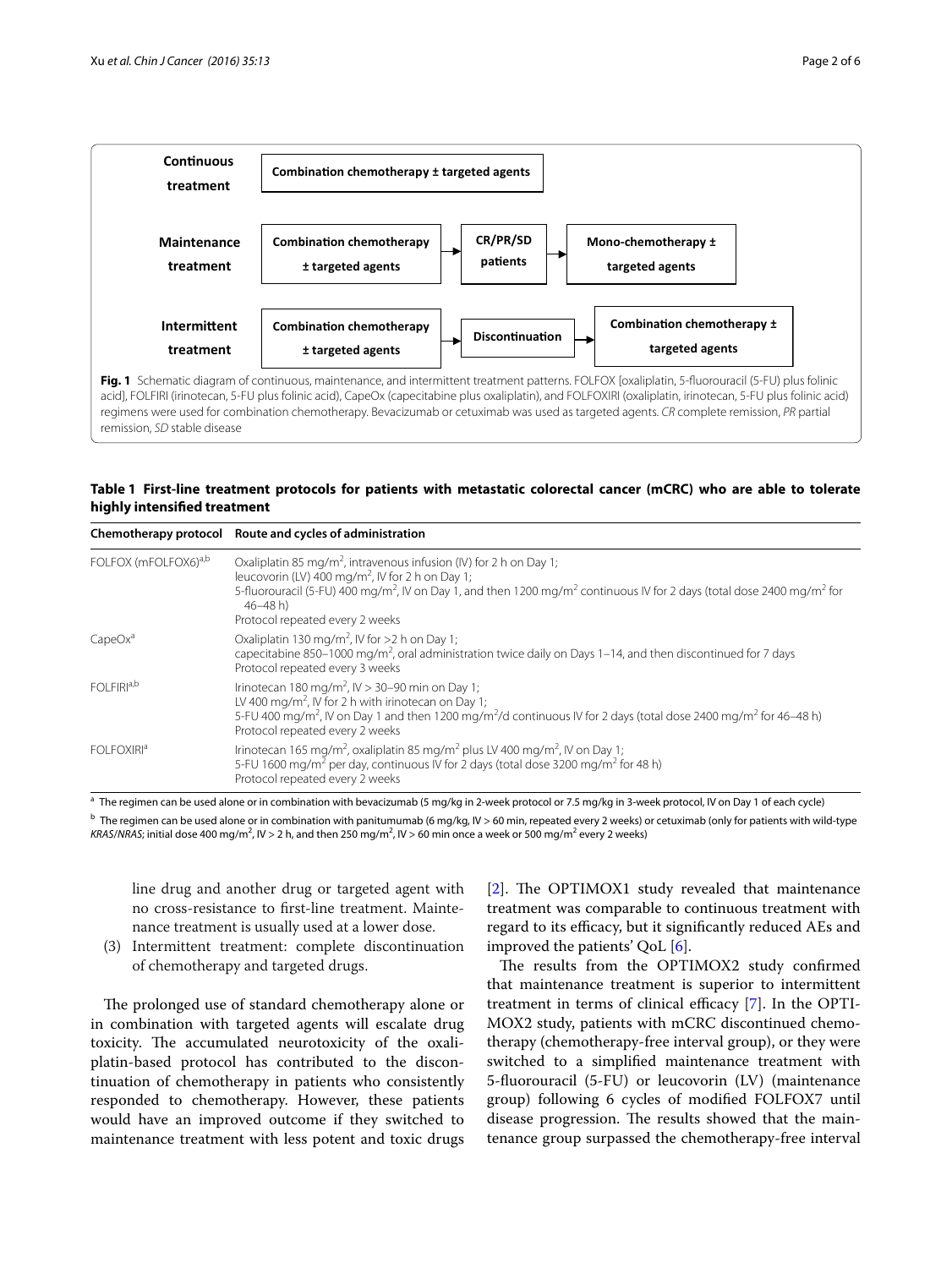| Continuous treatment | Combination chemotherapy ± targeted agents | | |
|---|---|---|---|
| Maintenance treatment | Combination chemotherapy ± targeted agents | → CR/PR/SD patients | → Mono-chemotherapy ± targeted agents |
| Intermittent treatment | Combination chemotherapy ± targeted agents | → Discontinuation | → Combination chemotherapy ± targeted agents |

**Fig. 1** Schematic diagram of continuous, maintenance, and intermittent treatment patterns. FOLFOX [oxaliplatin, 5-fluorouracil (5-FU) plus folinic acid], FOLFIRI (irinotecan, 5-FU plus folinic acid), CapeOx (capecitabine plus oxaliplatin), and FOLFOXIRI (oxaliplatin, irinotecan, 5-FU plus folinic acid) regimens were used for combination chemotherapy. Bevacizumab or cetuximab was used as targeted agents. *CR* complete remission, *PR* partial remission, *SD* stable disease

**Table 1 First-line treatment protocols for patients with metastatic colorectal cancer (mCRC) who are able to tolerate highly intensified treatment**

| Chemotherapy protocol | Route and cycles of administration |
|---|---|
| FOLFOX (mFOLFOX6)[a,b] | Oxaliplatin 85 mg/m$^2$, intravenous infusion (IV) for 2 h on Day 1; leucovorin (LV) 400 mg/m$^2$, IV for 2 h on Day 1; 5-fluorouracil (5-FU) 400 mg/m$^2$, IV on Day 1, and then 1200 mg/m$^2$ continuous IV for 2 days (total dose 2400 mg/m$^2$ for 46–48 h) Protocol repeated every 2 weeks |
| CapeOx[a] | Oxaliplatin 130 mg/m$^2$, IV for >2 h on Day 1; capecitabine 850–1000 mg/m$^2$, oral administration twice daily on Days 1–14, and then discontinued for 7 days Protocol repeated every 3 weeks |
| FOLFIRI[a,b] | Irinotecan 180 mg/m$^2$, IV > 30–90 min on Day 1; LV 400 mg/m$^2$, IV for 2 h with irinotecan on Day 1; 5-FU 400 mg/m$^2$, IV on Day 1 and then 1200 mg/m$^2$/d continuous IV for 2 days (total dose 2400 mg/m$^2$ for 46–48 h) Protocol repeated every 2 weeks |
| FOLFOXIRI[a] | Irinotecan 165 mg/m$^2$, oxaliplatin 85 mg/m$^2$ plus LV 400 mg/m$^2$, IV on Day 1; 5-FU 1600 mg/m$^2$ per day, continuous IV for 2 days (total dose 3200 mg/m$^2$ for 48 h) Protocol repeated every 2 weeks |

[a] The regimen can be used alone or in combination with bevacizumab (5 mg/kg in 2-week protocol or 7.5 mg/kg in 3-week protocol, IV on Day 1 of each cycle)

[b] The regimen can be used alone or in combination with panitumumab (6 mg/kg, IV > 60 min, repeated every 2 weeks) or cetuximab (only for patients with wild-type *KRAS*/*NRAS*; initial dose 400 mg/m$^2$, IV > 2 h, and then 250 mg/m$^2$, IV > 60 min once a week or 500 mg/m$^2$ every 2 weeks)

line drug and another drug or targeted agent with no cross-resistance to first-line treatment. Maintenance treatment is usually used at a lower dose.

(3) Intermittent treatment: complete discontinuation of chemotherapy and targeted drugs.

The prolonged use of standard chemotherapy alone or in combination with targeted agents will escalate drug toxicity. The accumulated neurotoxicity of the oxaliplatin-based protocol has contributed to the discontinuation of chemotherapy in patients who consistently responded to chemotherapy. However, these patients would have an improved outcome if they switched to maintenance treatment with less potent and toxic drugs [2]. The OPTIMOX1 study revealed that maintenance treatment was comparable to continuous treatment with regard to its efficacy, but it significantly reduced AEs and improved the patients' QoL [6].

The results from the OPTIMOX2 study confirmed that maintenance treatment is superior to intermittent treatment in terms of clinical efficacy [7]. In the OPTIMOX2 study, patients with mCRC discontinued chemotherapy (chemotherapy-free interval group), or they were switched to a simplified maintenance treatment with 5-fluorouracil (5-FU) or leucovorin (LV) (maintenance group) following 6 cycles of modified FOLFOX7 until disease progression. The results showed that the maintenance group surpassed the chemotherapy-free interval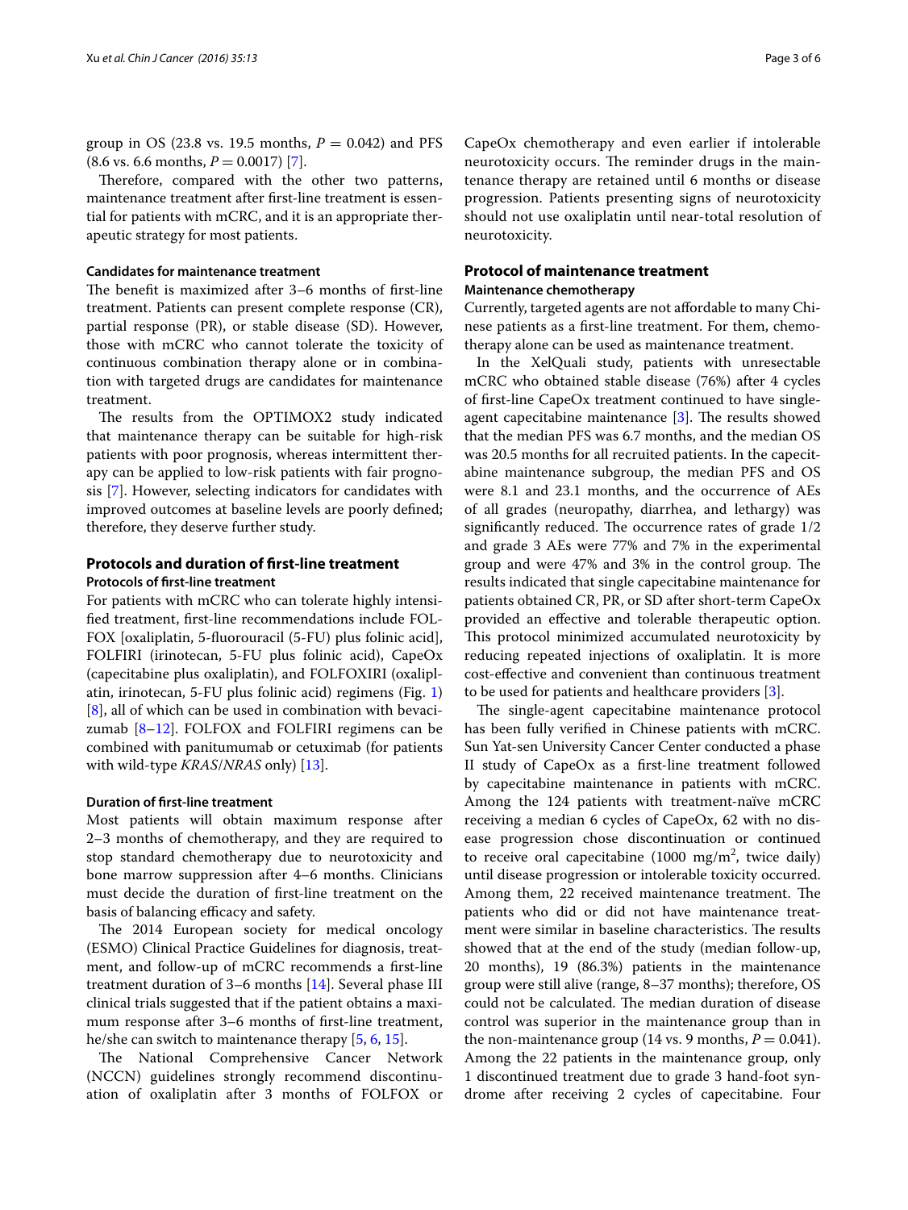group in OS (23.8 vs. 19.5 months, $P = 0.042$) and PFS (8.6 vs. 6.6 months, $P = 0.0017$) [7].

Therefore, compared with the other two patterns, maintenance treatment after first-line treatment is essential for patients with mCRC, and it is an appropriate therapeutic strategy for most patients.

#### Candidates for maintenance treatment

The benefit is maximized after 3–6 months of first-line treatment. Patients can present complete response (CR), partial response (PR), or stable disease (SD). However, those with mCRC who cannot tolerate the toxicity of continuous combination therapy alone or in combination with targeted drugs are candidates for maintenance treatment.

The results from the OPTIMOX2 study indicated that maintenance therapy can be suitable for high-risk patients with poor prognosis, whereas intermittent therapy can be applied to low-risk patients with fair prognosis [7]. However, selecting indicators for candidates with improved outcomes at baseline levels are poorly defined; therefore, they deserve further study.

## Protocols and duration of first-line treatment

### Protocols of first-line treatment

For patients with mCRC who can tolerate highly intensified treatment, first-line recommendations include FOLFOX [oxaliplatin, 5-fluorouracil (5-FU) plus folinic acid], FOLFIRI (irinotecan, 5-FU plus folinic acid), CapeOx (capecitabine plus oxaliplatin), and FOLFOXIRI (oxaliplatin, irinotecan, 5-FU plus folinic acid) regimens (Fig. 1) [8], all of which can be used in combination with bevacizumab [8–12]. FOLFOX and FOLFIRI regimens can be combined with panitumumab or cetuximab (for patients with wild-type *KRAS*/*NRAS* only) [13].

#### Duration of first-line treatment

Most patients will obtain maximum response after 2–3 months of chemotherapy, and they are required to stop standard chemotherapy due to neurotoxicity and bone marrow suppression after 4–6 months. Clinicians must decide the duration of first-line treatment on the basis of balancing efficacy and safety.

The 2014 European society for medical oncology (ESMO) Clinical Practice Guidelines for diagnosis, treatment, and follow-up of mCRC recommends a first-line treatment duration of 3–6 months [14]. Several phase III clinical trials suggested that if the patient obtains a maximum response after 3–6 months of first-line treatment, he/she can switch to maintenance therapy [5, 6, 15].

The National Comprehensive Cancer Network (NCCN) guidelines strongly recommend discontinuation of oxaliplatin after 3 months of FOLFOX or CapeOx chemotherapy and even earlier if intolerable neurotoxicity occurs. The reminder drugs in the maintenance therapy are retained until 6 months or disease progression. Patients presenting signs of neurotoxicity should not use oxaliplatin until near-total resolution of neurotoxicity.

## Protocol of maintenance treatment

### Maintenance chemotherapy

Currently, targeted agents are not affordable to many Chinese patients as a first-line treatment. For them, chemotherapy alone can be used as maintenance treatment.

In the XelQuali study, patients with unresectable mCRC who obtained stable disease (76%) after 4 cycles of first-line CapeOx treatment continued to have single-agent capecitabine maintenance [3]. The results showed that the median PFS was 6.7 months, and the median OS was 20.5 months for all recruited patients. In the capecitabine maintenance subgroup, the median PFS and OS were 8.1 and 23.1 months, and the occurrence of AEs of all grades (neuropathy, diarrhea, and lethargy) was significantly reduced. The occurrence rates of grade 1/2 and grade 3 AEs were 77% and 7% in the experimental group and were 47% and 3% in the control group. The results indicated that single capecitabine maintenance for patients obtained CR, PR, or SD after short-term CapeOx provided an effective and tolerable therapeutic option. This protocol minimized accumulated neurotoxicity by reducing repeated injections of oxaliplatin. It is more cost-effective and convenient than continuous treatment to be used for patients and healthcare providers [3].

The single-agent capecitabine maintenance protocol has been fully verified in Chinese patients with mCRC. Sun Yat-sen University Cancer Center conducted a phase II study of CapeOx as a first-line treatment followed by capecitabine maintenance in patients with mCRC. Among the 124 patients with treatment-naïve mCRC receiving a median 6 cycles of CapeOx, 62 with no disease progression chose discontinuation or continued to receive oral capecitabine (1000 mg/m$^2$, twice daily) until disease progression or intolerable toxicity occurred. Among them, 22 received maintenance treatment. The patients who did or did not have maintenance treatment were similar in baseline characteristics. The results showed that at the end of the study (median follow-up, 20 months), 19 (86.3%) patients in the maintenance group were still alive (range, 8–37 months); therefore, OS could not be calculated. The median duration of disease control was superior in the maintenance group than in the non-maintenance group (14 vs. 9 months, $P = 0.041$). Among the 22 patients in the maintenance group, only 1 discontinued treatment due to grade 3 hand-foot syndrome after receiving 2 cycles of capecitabine. Four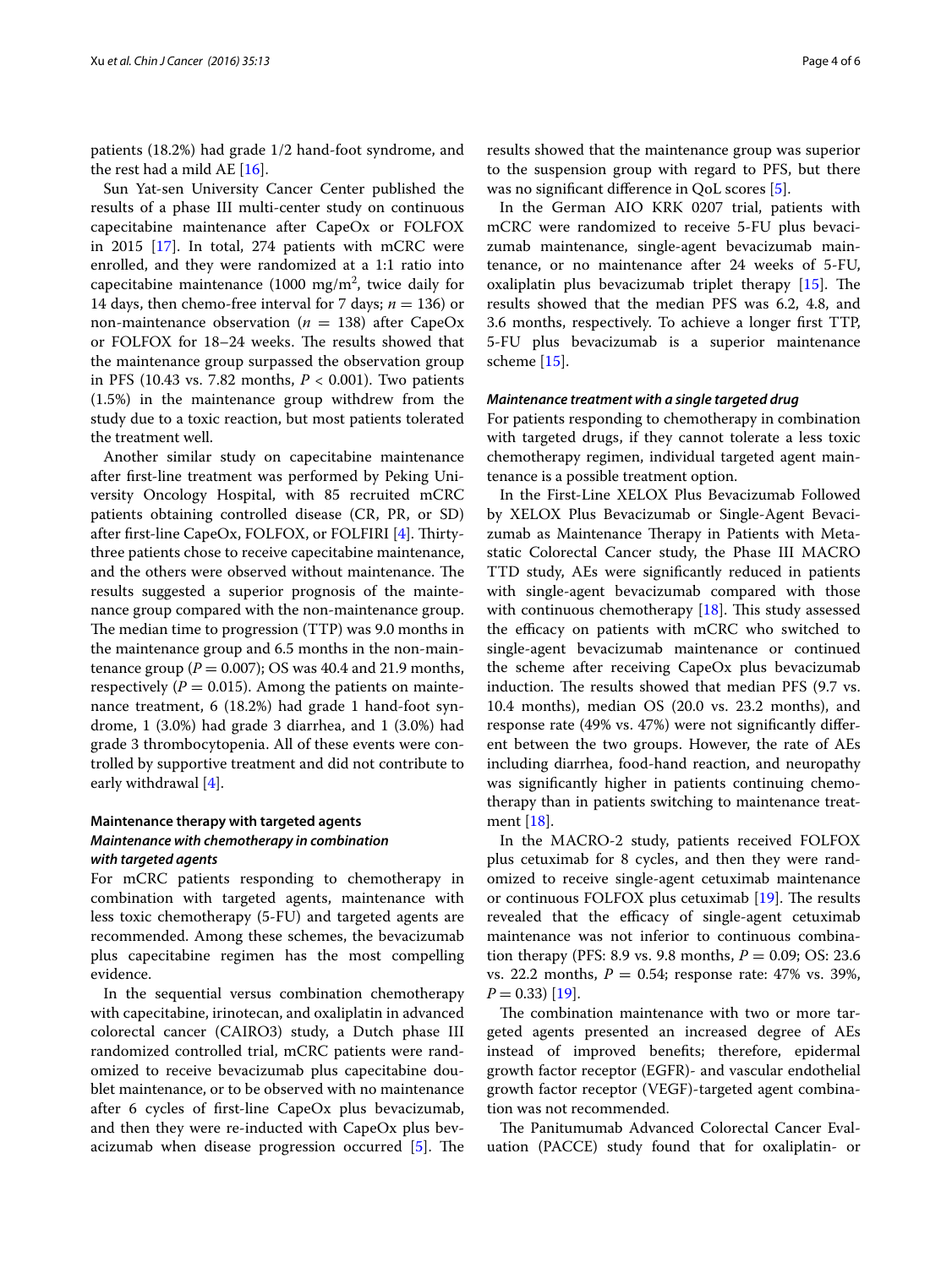patients (18.2%) had grade 1/2 hand-foot syndrome, and the rest had a mild AE [16].

Sun Yat-sen University Cancer Center published the results of a phase III multi-center study on continuous capecitabine maintenance after CapeOx or FOLFOX in 2015 [17]. In total, 274 patients with mCRC were enrolled, and they were randomized at a 1:1 ratio into capecitabine maintenance (1000 mg/m$^2$, twice daily for 14 days, then chemo-free interval for 7 days; $n = 136$) or non-maintenance observation ($n = 138$) after CapeOx or FOLFOX for 18–24 weeks. The results showed that the maintenance group surpassed the observation group in PFS (10.43 vs. 7.82 months, $P < 0.001$). Two patients (1.5%) in the maintenance group withdrew from the study due to a toxic reaction, but most patients tolerated the treatment well.

Another similar study on capecitabine maintenance after first-line treatment was performed by Peking University Oncology Hospital, with 85 recruited mCRC patients obtaining controlled disease (CR, PR, or SD) after first-line CapeOx, FOLFOX, or FOLFIRI [4]. Thirty-three patients chose to receive capecitabine maintenance, and the others were observed without maintenance. The results suggested a superior prognosis of the maintenance group compared with the non-maintenance group. The median time to progression (TTP) was 9.0 months in the maintenance group and 6.5 months in the non-maintenance group ($P = 0.007$); OS was 40.4 and 21.9 months, respectively ($P = 0.015$). Among the patients on maintenance treatment, 6 (18.2%) had grade 1 hand-foot syndrome, 1 (3.0%) had grade 3 diarrhea, and 1 (3.0%) had grade 3 thrombocytopenia. All of these events were controlled by supportive treatment and did not contribute to early withdrawal [4].

### Maintenance therapy with targeted agents

#### *Maintenance with chemotherapy in combination with targeted agents*

For mCRC patients responding to chemotherapy in combination with targeted agents, maintenance with less toxic chemotherapy (5-FU) and targeted agents are recommended. Among these schemes, the bevacizumab plus capecitabine regimen has the most compelling evidence.

In the sequential versus combination chemotherapy with capecitabine, irinotecan, and oxaliplatin in advanced colorectal cancer (CAIRO3) study, a Dutch phase III randomized controlled trial, mCRC patients were randomized to receive bevacizumab plus capecitabine doublet maintenance, or to be observed with no maintenance after 6 cycles of first-line CapeOx plus bevacizumab, and then they were re-inducted with CapeOx plus bevacizumab when disease progression occurred [5]. The results showed that the maintenance group was superior to the suspension group with regard to PFS, but there was no significant difference in QoL scores [5].

In the German AIO KRK 0207 trial, patients with mCRC were randomized to receive 5-FU plus bevacizumab maintenance, single-agent bevacizumab maintenance, or no maintenance after 24 weeks of 5-FU, oxaliplatin plus bevacizumab triplet therapy [15]. The results showed that the median PFS was 6.2, 4.8, and 3.6 months, respectively. To achieve a longer first TTP, 5-FU plus bevacizumab is a superior maintenance scheme [15].

#### *Maintenance treatment with a single targeted drug*

For patients responding to chemotherapy in combination with targeted drugs, if they cannot tolerate a less toxic chemotherapy regimen, individual targeted agent maintenance is a possible treatment option.

In the First-Line XELOX Plus Bevacizumab Followed by XELOX Plus Bevacizumab or Single-Agent Bevacizumab as Maintenance Therapy in Patients with Metastatic Colorectal Cancer study, the Phase III MACRO TTD study, AEs were significantly reduced in patients with single-agent bevacizumab compared with those with continuous chemotherapy [18]. This study assessed the efficacy on patients with mCRC who switched to single-agent bevacizumab maintenance or continued the scheme after receiving CapeOx plus bevacizumab induction. The results showed that median PFS (9.7 vs. 10.4 months), median OS (20.0 vs. 23.2 months), and response rate (49% vs. 47%) were not significantly different between the two groups. However, the rate of AEs including diarrhea, food-hand reaction, and neuropathy was significantly higher in patients continuing chemotherapy than in patients switching to maintenance treatment [18].

In the MACRO-2 study, patients received FOLFOX plus cetuximab for 8 cycles, and then they were randomized to receive single-agent cetuximab maintenance or continuous FOLFOX plus cetuximab [19]. The results revealed that the efficacy of single-agent cetuximab maintenance was not inferior to continuous combination therapy (PFS: 8.9 vs. 9.8 months, $P = 0.09$; OS: 23.6 vs. 22.2 months, $P = 0.54$; response rate: 47% vs. 39%, $P = 0.33$) [19].

The combination maintenance with two or more targeted agents presented an increased degree of AEs instead of improved benefits; therefore, epidermal growth factor receptor (EGFR)- and vascular endothelial growth factor receptor (VEGF)-targeted agent combination was not recommended.

The Panitumumab Advanced Colorectal Cancer Evaluation (PACCE) study found that for oxaliplatin- or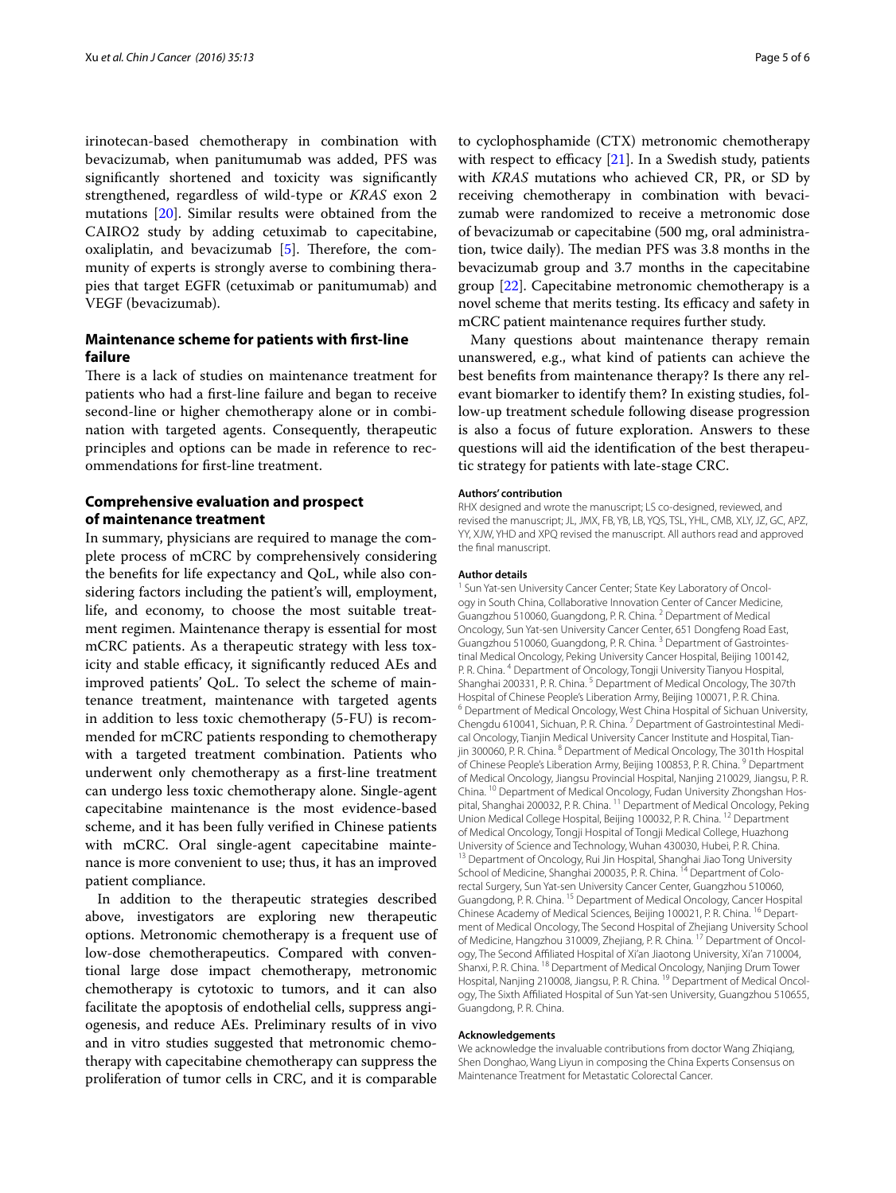irinotecan-based chemotherapy in combination with bevacizumab, when panitumumab was added, PFS was significantly shortened and toxicity was significantly strengthened, regardless of wild-type or *KRAS* exon 2 mutations [20]. Similar results were obtained from the CAIRO2 study by adding cetuximab to capecitabine, oxaliplatin, and bevacizumab [5]. Therefore, the community of experts is strongly averse to combining therapies that target EGFR (cetuximab or panitumumab) and VEGF (bevacizumab).

## Maintenance scheme for patients with first-line failure

There is a lack of studies on maintenance treatment for patients who had a first-line failure and began to receive second-line or higher chemotherapy alone or in combination with targeted agents. Consequently, therapeutic principles and options can be made in reference to recommendations for first-line treatment.

## Comprehensive evaluation and prospect of maintenance treatment

In summary, physicians are required to manage the complete process of mCRC by comprehensively considering the benefits for life expectancy and QoL, while also considering factors including the patient's will, employment, life, and economy, to choose the most suitable treatment regimen. Maintenance therapy is essential for most mCRC patients. As a therapeutic strategy with less toxicity and stable efficacy, it significantly reduced AEs and improved patients' QoL. To select the scheme of maintenance treatment, maintenance with targeted agents in addition to less toxic chemotherapy (5-FU) is recommended for mCRC patients responding to chemotherapy with a targeted treatment combination. Patients who underwent only chemotherapy as a first-line treatment can undergo less toxic chemotherapy alone. Single-agent capecitabine maintenance is the most evidence-based scheme, and it has been fully verified in Chinese patients with mCRC. Oral single-agent capecitabine maintenance is more convenient to use; thus, it has an improved patient compliance.

In addition to the therapeutic strategies described above, investigators are exploring new therapeutic options. Metronomic chemotherapy is a frequent use of low-dose chemotherapeutics. Compared with conventional large dose impact chemotherapy, metronomic chemotherapy is cytotoxic to tumors, and it can also facilitate the apoptosis of endothelial cells, suppress angiogenesis, and reduce AEs. Preliminary results of in vivo and in vitro studies suggested that metronomic chemotherapy with capecitabine chemotherapy can suppress the proliferation of tumor cells in CRC, and it is comparable to cyclophosphamide (CTX) metronomic chemotherapy with respect to efficacy [21]. In a Swedish study, patients with *KRAS* mutations who achieved CR, PR, or SD by receiving chemotherapy in combination with bevacizumab were randomized to receive a metronomic dose of bevacizumab or capecitabine (500 mg, oral administration, twice daily). The median PFS was 3.8 months in the bevacizumab group and 3.7 months in the capecitabine group [22]. Capecitabine metronomic chemotherapy is a novel scheme that merits testing. Its efficacy and safety in mCRC patient maintenance requires further study.

Many questions about maintenance therapy remain unanswered, e.g., what kind of patients can achieve the best benefits from maintenance therapy? Is there any relevant biomarker to identify them? In existing studies, follow-up treatment schedule following disease progression is also a focus of future exploration. Answers to these questions will aid the identification of the best therapeutic strategy for patients with late-stage CRC.

#### Authors' contribution

RHX designed and wrote the manuscript; LS co-designed, reviewed, and revised the manuscript; JL, JMX, FB, YB, LB, YQS, TSL, YHL, CMB, XLY, JZ, GC, APZ, YY, XJW, YHD and XPQ revised the manuscript. All authors read and approved the final manuscript.

#### Author details

[1] Sun Yat-sen University Cancer Center; State Key Laboratory of Oncology in South China, Collaborative Innovation Center of Cancer Medicine, Guangzhou 510060, Guangdong, P. R. China. [2] Department of Medical Oncology, Sun Yat-sen University Cancer Center, 651 Dongfeng Road East, Guangzhou 510060, Guangdong, P. R. China. [3] Department of Gastrointestinal Medical Oncology, Peking University Cancer Hospital, Beijing 100142, P. R. China. [4] Department of Oncology, Tongji University Tianyou Hospital, Shanghai 200331, P. R. China. [5] Department of Medical Oncology, The 307th Hospital of Chinese People's Liberation Army, Beijing 100071, P. R. China. [6] Department of Medical Oncology, West China Hospital of Sichuan University, Chengdu 610041, Sichuan, P. R. China. [7] Department of Gastrointestinal Medical Oncology, Tianjin Medical University Cancer Institute and Hospital, Tianjin 300060, P. R. China. [8] Department of Medical Oncology, The 301th Hospital of Chinese People's Liberation Army, Beijing 100853, P. R. China. [9] Department of Medical Oncology, Jiangsu Provincial Hospital, Nanjing 210029, Jiangsu, P. R. China. [10] Department of Medical Oncology, Fudan University Zhongshan Hospital, Shanghai 200032, P. R. China. [11] Department of Medical Oncology, Peking Union Medical College Hospital, Beijing 100032, P. R. China. [12] Department of Medical Oncology, Tongji Hospital of Tongji Medical College, Huazhong University of Science and Technology, Wuhan 430030, Hubei, P. R. China. [13] Department of Oncology, Rui Jin Hospital, Shanghai Jiao Tong University School of Medicine, Shanghai 200035, P. R. China. [14] Department of Colorectal Surgery, Sun Yat-sen University Cancer Center, Guangzhou 510060, Guangdong, P. R. China. [15] Department of Medical Oncology, Cancer Hospital Chinese Academy of Medical Sciences, Beijing 100021, P. R. China. [16] Department of Medical Oncology, The Second Hospital of Zhejiang University School of Medicine, Hangzhou 310009, Zhejiang, P. R. China. [17] Department of Oncology, The Second Affiliated Hospital of Xi'an Jiaotong University, Xi'an 710004, Shanxi, P. R. China. [18] Department of Medical Oncology, Nanjing Drum Tower Hospital, Nanjing 210008, Jiangsu, P. R. China. [19] Department of Medical Oncology, The Sixth Affiliated Hospital of Sun Yat-sen University, Guangzhou 510655, Guangdong, P. R. China.

#### Acknowledgements

We acknowledge the invaluable contributions from doctor Wang Zhiqiang, Shen Donghao, Wang Liyun in composing the China Experts Consensus on Maintenance Treatment for Metastatic Colorectal Cancer.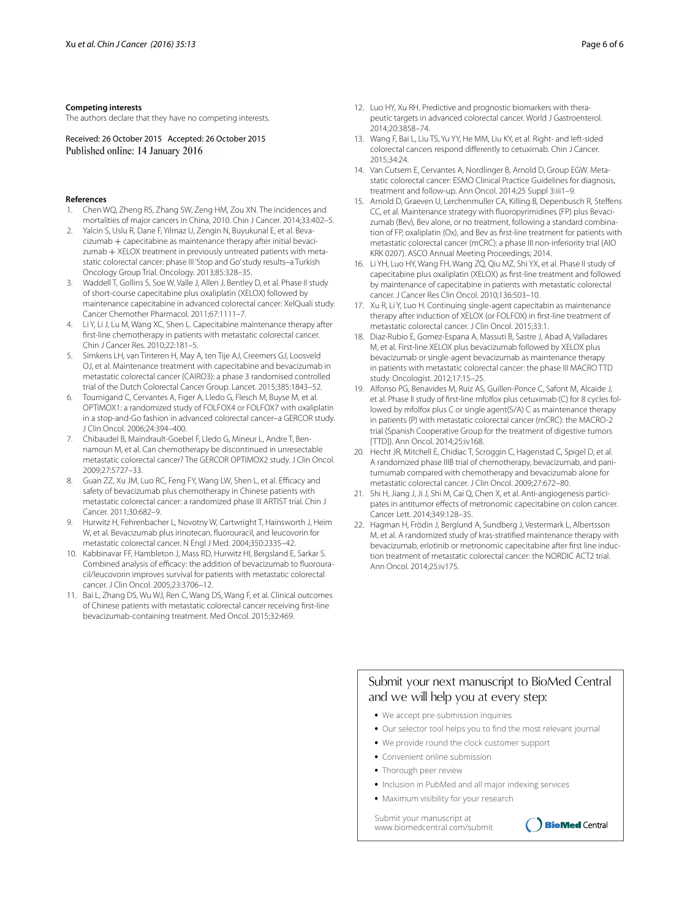**Competing interests**

The authors declare that they have no competing interests.

Received: 26 October 2015 Accepted: 26 October 2015
Published online: 14 January 2016

**References**

1. Chen WQ, Zheng RS, Zhang SW, Zeng HM, Zou XN. The incidences and mortalities of major cancers in China, 2010. Chin J Cancer. 2014;33:402–5.
2. Yalcin S, Uslu R, Dane F, Yilmaz U, Zengin N, Buyukunal E, et al. Bevacizumab + capecitabine as maintenance therapy after initial bevacizumab + XELOX treatment in previously untreated patients with metastatic colorectal cancer: phase III 'Stop and Go' study results–a Turkish Oncology Group Trial. Oncology. 2013;85:328–35.
3. Waddell T, Gollins S, Soe W, Valle J, Allen J, Bentley D, et al. Phase II study of short-course capecitabine plus oxaliplatin (XELOX) followed by maintenance capecitabine in advanced colorectal cancer: XelQuali study. Cancer Chemother Pharmacol. 2011;67:1111–7.
4. Li Y, Li J, Lu M, Wang XC, Shen L. Capecitabine maintenance therapy after first-line chemotherapy in patients with metastatic colorectal cancer. Chin J Cancer Res. 2010;22:181–5.
5. Simkens LH, van Tinteren H, May A, ten Tije AJ, Creemers GJ, Loosveld OJ, et al. Maintenance treatment with capecitabine and bevacizumab in metastatic colorectal cancer (CAIRO3): a phase 3 randomised controlled trial of the Dutch Colorectal Cancer Group. Lancet. 2015;385:1843–52.
6. Tournigand C, Cervantes A, Figer A, Lledo G, Flesch M, Buyse M, et al. OPTIMOX1: a randomized study of FOLFOX4 or FOLFOX7 with oxaliplatin in a stop-and-Go fashion in advanced colorectal cancer–a GERCOR study. J Clin Oncol. 2006;24:394–400.
7. Chibaudel B, Maindrault-Goebel F, Lledo G, Mineur L, Andre T, Bennamoun M, et al. Can chemotherapy be discontinued in unresectable metastatic colorectal cancer? The GERCOR OPTIMOX2 study. J Clin Oncol. 2009;27:5727–33.
8. Guan ZZ, Xu JM, Luo RC, Feng FY, Wang LW, Shen L, et al. Efficacy and safety of bevacizumab plus chemotherapy in Chinese patients with metastatic colorectal cancer: a randomized phase III ARTIST trial. Chin J Cancer. 2011;30:682–9.
9. Hurwitz H, Fehrenbacher L, Novotny W, Cartwright T, Hainsworth J, Heim W, et al. Bevacizumab plus irinotecan, fluorouracil, and leucovorin for metastatic colorectal cancer. N Engl J Med. 2004;350:2335–42.
10. Kabbinavar FF, Hambleton J, Mass RD, Hurwitz HI, Bergsland E, Sarkar S. Combined analysis of efficacy: the addition of bevacizumab to fluorouracil/leucovorin improves survival for patients with metastatic colorectal cancer. J Clin Oncol. 2005;23:3706–12.
11. Bai L, Zhang DS, Wu WJ, Ren C, Wang DS, Wang F, et al. Clinical outcomes of Chinese patients with metastatic colorectal cancer receiving first-line bevacizumab-containing treatment. Med Oncol. 2015;32:469.
12. Luo HY, Xu RH. Predictive and prognostic biomarkers with therapeutic targets in advanced colorectal cancer. World J Gastroenterol. 2014;20:3858–74.
13. Wang F, Bai L, Liu TS, Yu YY, He MM, Liu KY, et al. Right- and left-sided colorectal cancers respond differently to cetuximab. Chin J Cancer. 2015;34:24.
14. Van Cutsem E, Cervantes A, Nordlinger B, Arnold D, Group EGW. Metastatic colorectal cancer: ESMO Clinical Practice Guidelines for diagnosis, treatment and follow-up. Ann Oncol. 2014;25 Suppl 3:iii1–9.
15. Arnold D, Graeven U, Lerchenmuller CA, Killing B, Depenbusch R, Steffens CC, et al. Maintenance strategy with fluoropyrimidines (FP) plus Bevacizumab (Bev), Bev alone, or no treatment, following a standard combination of FP, oxaliplatin (Ox), and Bev as first-line treatment for patients with metastatic colorectal cancer (mCRC): a phase III non-inferiority trial (AIO KRK 0207). ASCO Annual Meeting Proceedings; 2014.
16. Li YH, Luo HY, Wang FH, Wang ZQ, Qiu MZ, Shi YX, et al. Phase II study of capecitabine plus oxaliplatin (XELOX) as first-line treatment and followed by maintenance of capecitabine in patients with metastatic colorectal cancer. J Cancer Res Clin Oncol. 2010;136:503–10.
17. Xu R, Li Y, Luo H. Continuing single-agent capecitabin as maintenance therapy after induction of XELOX (or FOLFOX) in first-line treatment of metastatic colorectal cancer. J Clin Oncol. 2015;33:1.
18. Diaz-Rubio E, Gomez-Espana A, Massuti B, Sastre J, Abad A, Valladares M, et al. First-line XELOX plus bevacizumab followed by XELOX plus bevacizumab or single-agent bevacizumab as maintenance therapy in patients with metastatic colorectal cancer: the phase III MACRO TTD study. Oncologist. 2012;17:15–25.
19. Alfonso PG, Benavides M, Ruiz AS, Guillen-Ponce C, Safont M, Alcaide J, et al. Phase II study of first-line mfolfox plus cetuximab (C) for 8 cycles followed by mfolfox plus C or single agent(S/A) C as maintenance therapy in patients (P) with metastatic colorectal cancer (mCRC): the MACRO-2 trial (Spanish Cooperative Group for the treatment of digestive tumors [TTD]). Ann Oncol. 2014;25:iv168.
20. Hecht JR, Mitchell E, Chidiac T, Scroggin C, Hagenstad C, Spigel D, et al. A randomized phase IIIB trial of chemotherapy, bevacizumab, and panitumumab compared with chemotherapy and bevacizumab alone for metastatic colorectal cancer. J Clin Oncol. 2009;27:672–80.
21. Shi H, Jiang J, Ji J, Shi M, Cai Q, Chen X, et al. Anti-angiogenesis participates in antitumor effects of metronomic capecitabine on colon cancer. Cancer Lett. 2014;349:128–35.
22. Hagman H, Frödin J, Berglund A, Sundberg J, Vestermark L, Albertsson M, et al. A randomized study of kras-stratified maintenance therapy with bevacizumab, erlotinib or metronomic capecitabine after first line induction treatment of metastatic colorectal cancer: the NORDIC ACT2 trial. Ann Oncol. 2014;25:iv175.

Submit your next manuscript to BioMed Central and we will help you at every step:

- We accept pre-submission inquiries
- Our selector tool helps you to find the most relevant journal
- We provide round the clock customer support
- Convenient online submission
- Thorough peer review
- Inclusion in PubMed and all major indexing services
- Maximum visibility for your research

Submit your manuscript at
www.biomedcentral.com/submit

BioMed Central